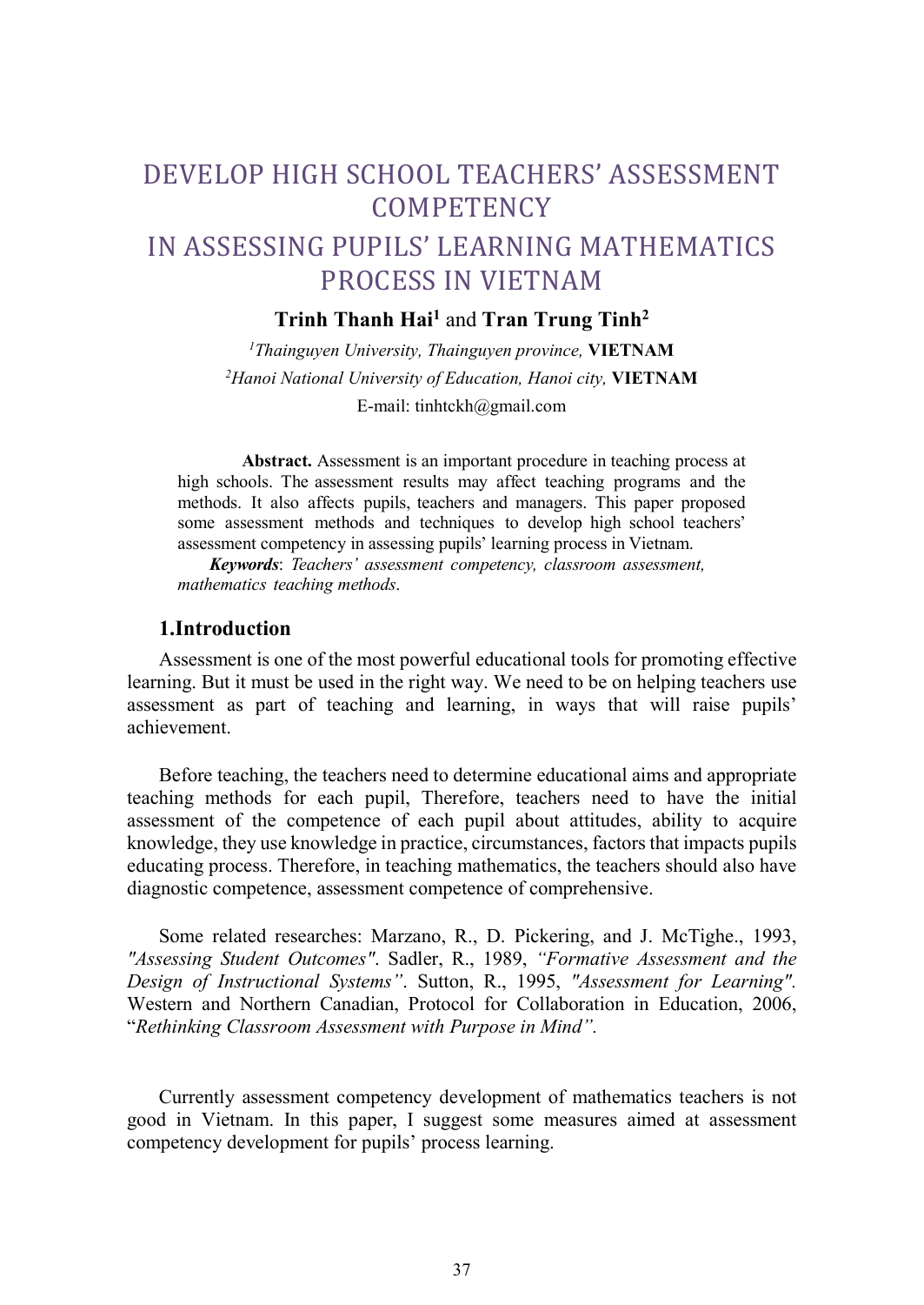# DEVELOP HIGH SCHOOL TEACHERS' ASSESSMENT COMPETENCY IN ASSESSING PUPILS' LEARNING MATHEMATICS PROCESS IN VIETNAM

**Trinh Thanh Hai**[1] and **Tran Trung Tinh**[2]

[1]*Thainguyen University, Thainguyen province,* **VIETNAM**

[2]*Hanoi National University of Education, Hanoi city,* **VIETNAM**

E-mail: tinhtckh@gmail.com

**Abstract.** Assessment is an important procedure in teaching process at high schools. The assessment results may affect teaching programs and the methods. It also affects pupils, teachers and managers. This paper proposed some assessment methods and techniques to develop high school teachers' assessment competency in assessing pupils' learning process in Vietnam.

***Keywords***: *Teachers' assessment competency, classroom assessment, mathematics teaching methods*.

## 1.Introduction

Assessment is one of the most powerful educational tools for promoting effective learning. But it must be used in the right way. We need to be on helping teachers use assessment as part of teaching and learning, in ways that will raise pupils' achievement.

Before teaching, the teachers need to determine educational aims and appropriate teaching methods for each pupil, Therefore, teachers need to have the initial assessment of the competence of each pupil about attitudes, ability to acquire knowledge, they use knowledge in practice, circumstances, factors that impacts pupils educating process. Therefore, in teaching mathematics, the teachers should also have diagnostic competence, assessment competence of comprehensive.

Some related researches: Marzano, R., D. Pickering, and J. McTighe., 1993, *"Assessing Student Outcomes"*. Sadler, R., 1989, *"Formative Assessment and the Design of Instructional Systems"*. Sutton, R., 1995, *"Assessment for Learning"*. Western and Northern Canadian, Protocol for Collaboration in Education, 2006, "*Rethinking Classroom Assessment with Purpose in Mind"*.

Currently assessment competency development of mathematics teachers is not good in Vietnam. In this paper, I suggest some measures aimed at assessment competency development for pupils' process learning.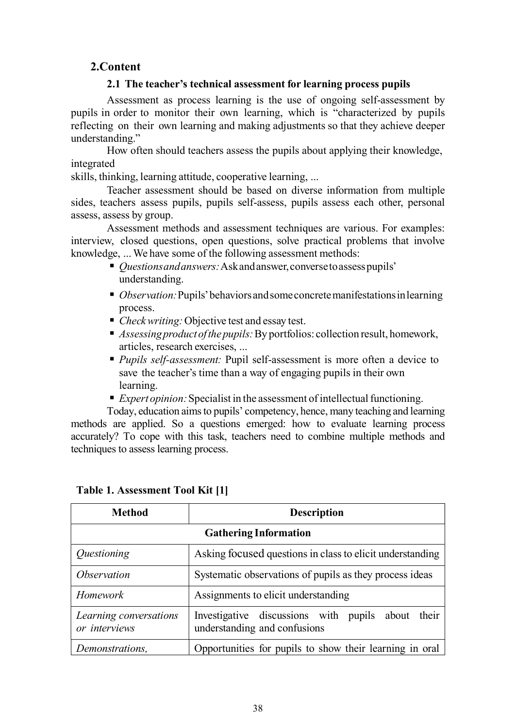## 2.Content

### 2.1 The teacher's technical assessment for learning process pupils

Assessment as process learning is the use of ongoing self-assessment by pupils in order to monitor their own learning, which is "characterized by pupils reflecting on their own learning and making adjustments so that they achieve deeper understanding."

How often should teachers assess the pupils about applying their knowledge, integrated
skills, thinking, learning attitude, cooperative learning, ...

Teacher assessment should be based on diverse information from multiple sides, teachers assess pupils, pupils self-assess, pupils assess each other, personal assess, assess by group.

Assessment methods and assessment techniques are various. For examples: interview, closed questions, open questions, solve practical problems that involve knowledge, ... We have some of the following assessment methods:

- *Questions and answers:* Ask and answer, converse to assess pupils' understanding.
- *Observation:* Pupils' behaviors and some concrete manifestations in learning process.
- *Check writing:* Objective test and essay test.
- *Assessing product of the pupils:* By portfolios: collection result, homework, articles, research exercises, ...
- *Pupils self-assessment:* Pupil self-assessment is more often a device to save the teacher's time than a way of engaging pupils in their own learning.
- *Expert opinion:* Specialist in the assessment of intellectual functioning.

Today, education aims to pupils' competency, hence, many teaching and learning methods are applied. So a questions emerged: how to evaluate learning process accurately? To cope with this task, teachers need to combine multiple methods and techniques to assess learning process.

**Table 1. Assessment Tool Kit [1]**

| Method | Description |
|---|---|
| **Gathering Information** | |
| *Questioning* | Asking focused questions in class to elicit understanding |
| *Observation* | Systematic observations of pupils as they process ideas |
| *Homework* | Assignments to elicit understanding |
| *Learning conversations or interviews* | Investigative discussions with pupils about their understanding and confusions |
| *Demonstrations,* | Opportunities for pupils to show their learning in oral |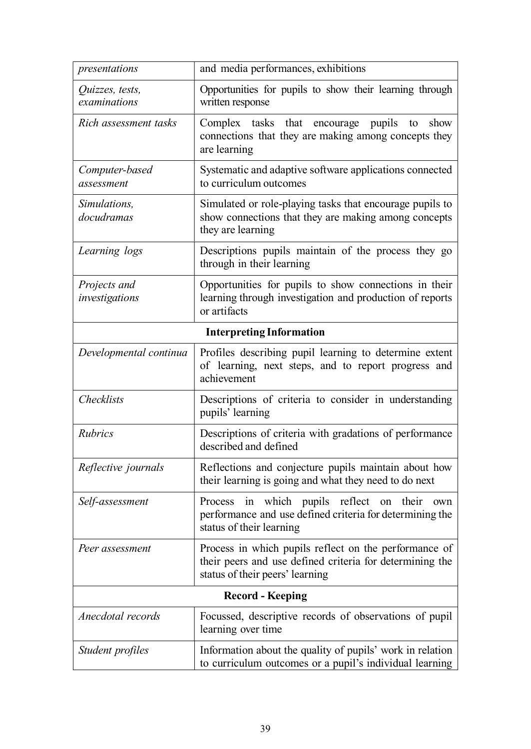| | |
|---|---|
| *presentations* | and media performances, exhibitions |
| *Quizzes, tests, examinations* | Opportunities for pupils to show their learning through written response |
| *Rich assessment tasks* | Complex tasks that encourage pupils to show connections that they are making among concepts they are learning |
| *Computer-based assessment* | Systematic and adaptive software applications connected to curriculum outcomes |
| *Simulations, docudramas* | Simulated or role-playing tasks that encourage pupils to show connections that they are making among concepts they are learning |
| *Learning logs* | Descriptions pupils maintain of the process they go through in their learning |
| *Projects and investigations* | Opportunities for pupils to show connections in their learning through investigation and production of reports or artifacts |
| **Interpreting Information** | |
| *Developmental continua* | Profiles describing pupil learning to determine extent of learning, next steps, and to report progress and achievement |
| *Checklists* | Descriptions of criteria to consider in understanding pupils' learning |
| *Rubrics* | Descriptions of criteria with gradations of performance described and defined |
| *Reflective journals* | Reflections and conjecture pupils maintain about how their learning is going and what they need to do next |
| *Self-assessment* | Process in which pupils reflect on their own performance and use defined criteria for determining the status of their learning |
| *Peer assessment* | Process in which pupils reflect on the performance of their peers and use defined criteria for determining the status of their peers' learning |
| **Record - Keeping** | |
| *Anecdotal records* | Focussed, descriptive records of observations of pupil learning over time |
| *Student profiles* | Information about the quality of pupils' work in relation to curriculum outcomes or a pupil's individual learning |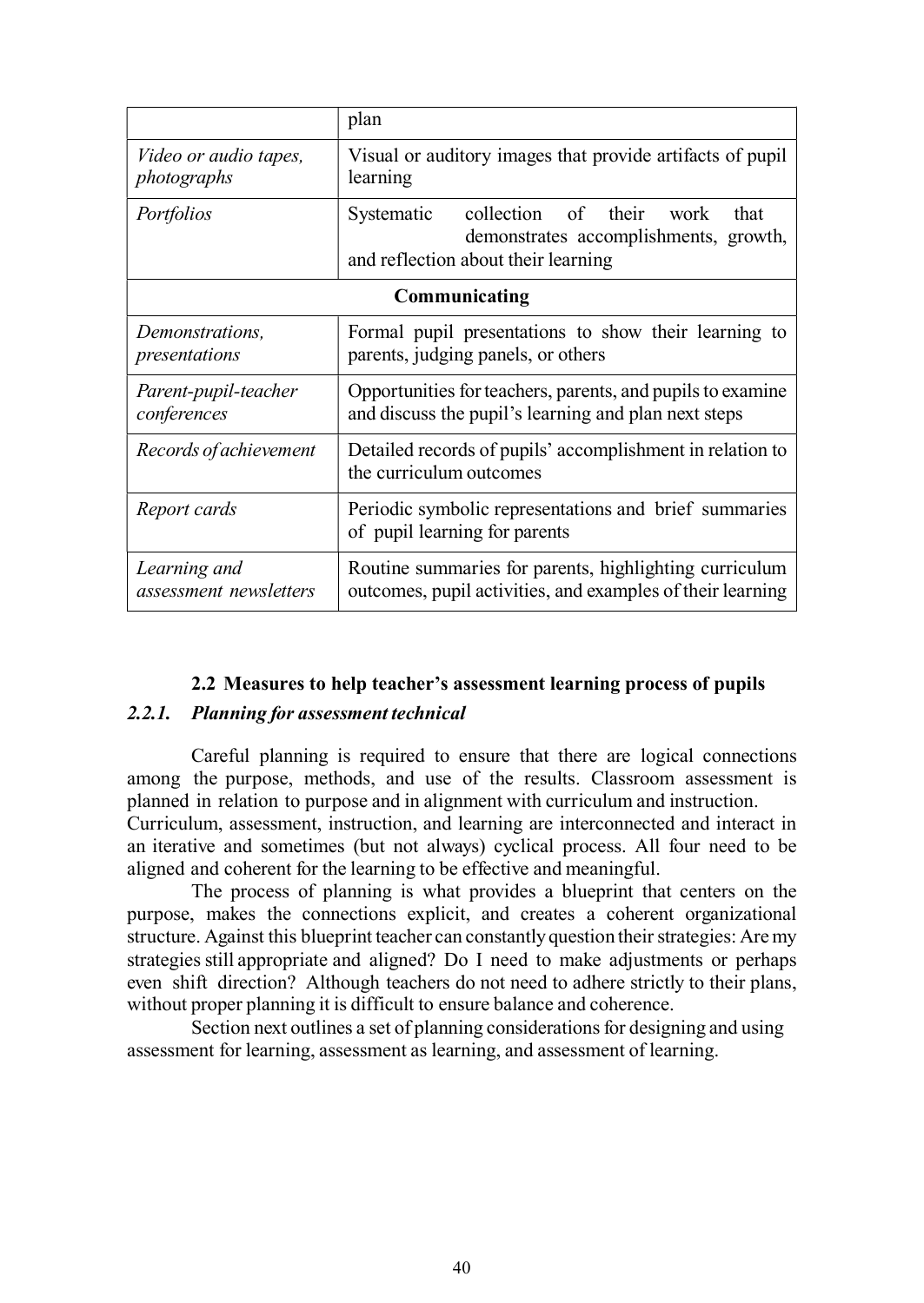| | |
|---|---|
| | plan |
| *Video or audio tapes, photographs* | Visual or auditory images that provide artifacts of pupil learning |
| *Portfolios* | Systematic collection of their work that demonstrates accomplishments, growth, and reflection about their learning |
| **Communicating** | |
| *Demonstrations, presentations* | Formal pupil presentations to show their learning to parents, judging panels, or others |
| *Parent-pupil-teacher conferences* | Opportunities for teachers, parents, and pupils to examine and discuss the pupil's learning and plan next steps |
| *Records of achievement* | Detailed records of pupils' accomplishment in relation to the curriculum outcomes |
| *Report cards* | Periodic symbolic representations and brief summaries of pupil learning for parents |
| *Learning and assessment newsletters* | Routine summaries for parents, highlighting curriculum outcomes, pupil activities, and examples of their learning |

## 2.2 Measures to help teacher's assessment learning process of pupils

### *2.2.1. Planning for assessment technical*

Careful planning is required to ensure that there are logical connections among the purpose, methods, and use of the results. Classroom assessment is planned in relation to purpose and in alignment with curriculum and instruction. Curriculum, assessment, instruction, and learning are interconnected and interact in an iterative and sometimes (but not always) cyclical process. All four need to be aligned and coherent for the learning to be effective and meaningful.

The process of planning is what provides a blueprint that centers on the purpose, makes the connections explicit, and creates a coherent organizational structure. Against this blueprint teacher can constantly question their strategies: Are my strategies still appropriate and aligned? Do I need to make adjustments or perhaps even shift direction? Although teachers do not need to adhere strictly to their plans, without proper planning it is difficult to ensure balance and coherence.

Section next outlines a set of planning considerations for designing and using assessment for learning, assessment as learning, and assessment of learning.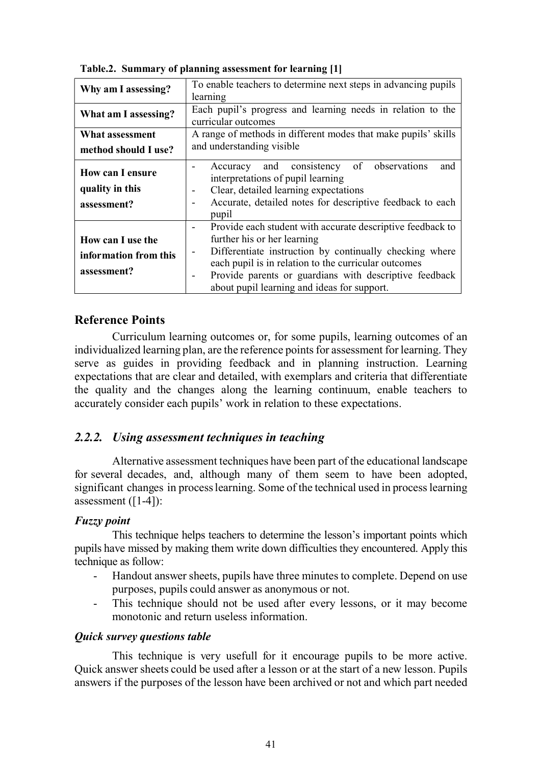**Table.2. Summary of planning assessment for learning [1]**

| | |
|---|---|
| **Why am I assessing?** | To enable teachers to determine next steps in advancing pupils learning |
| **What am I assessing?** | Each pupil's progress and learning needs in relation to the curricular outcomes |
| **What assessment method should I use?** | A range of methods in different modes that make pupils' skills and understanding visible |
| **How can I ensure quality in this assessment?** | - Accuracy and consistency of observations and interpretations of pupil learning<br>- Clear, detailed learning expectations<br>- Accurate, detailed notes for descriptive feedback to each pupil |
| **How can I use the information from this assessment?** | - Provide each student with accurate descriptive feedback to further his or her learning<br>- Differentiate instruction by continually checking where each pupil is in relation to the curricular outcomes<br>- Provide parents or guardians with descriptive feedback about pupil learning and ideas for support. |

## Reference Points

Curriculum learning outcomes or, for some pupils, learning outcomes of an individualized learning plan, are the reference points for assessment for learning. They serve as guides in providing feedback and in planning instruction. Learning expectations that are clear and detailed, with exemplars and criteria that differentiate the quality and the changes along the learning continuum, enable teachers to accurately consider each pupils' work in relation to these expectations.

### *2.2.2. Using assessment techniques in teaching*

Alternative assessment techniques have been part of the educational landscape for several decades, and, although many of them seem to have been adopted, significant changes in process learning. Some of the technical used in process learning assessment ([1-4]):

***Fuzzy point***

This technique helps teachers to determine the lesson's important points which pupils have missed by making them write down difficulties they encountered. Apply this technique as follow:

- Handout answer sheets, pupils have three minutes to complete. Depend on use purposes, pupils could answer as anonymous or not.
- This technique should not be used after every lessons, or it may become monotonic and return useless information.

***Quick survey questions table***

This technique is very usefull for it encourage pupils to be more active. Quick answer sheets could be used after a lesson or at the start of a new lesson. Pupils answers if the purposes of the lesson have been archived or not and which part needed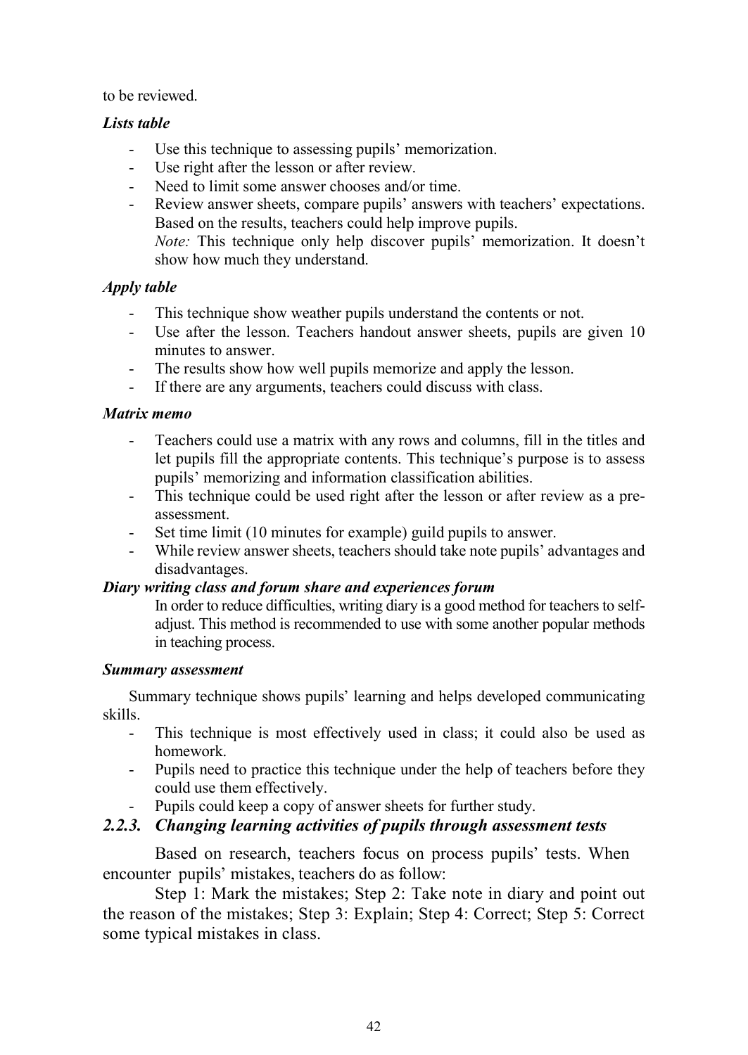to be reviewed.

***Lists table***

- Use this technique to assessing pupils' memorization.
- Use right after the lesson or after review.
- Need to limit some answer chooses and/or time.
- Review answer sheets, compare pupils' answers with teachers' expectations. Based on the results, teachers could help improve pupils.
  *Note:* This technique only help discover pupils' memorization. It doesn't show how much they understand.

***Apply table***

- This technique show weather pupils understand the contents or not.
- Use after the lesson. Teachers handout answer sheets, pupils are given 10 minutes to answer.
- The results show how well pupils memorize and apply the lesson.
- If there are any arguments, teachers could discuss with class.

***Matrix memo***

- Teachers could use a matrix with any rows and columns, fill in the titles and let pupils fill the appropriate contents. This technique's purpose is to assess pupils' memorizing and information classification abilities.
- This technique could be used right after the lesson or after review as a pre-assessment.
- Set time limit (10 minutes for example) guild pupils to answer.
- While review answer sheets, teachers should take note pupils' advantages and disadvantages.

***Diary writing class and forum share and experiences forum***

In order to reduce difficulties, writing diary is a good method for teachers to self-adjust. This method is recommended to use with some another popular methods in teaching process.

***Summary assessment***

Summary technique shows pupils' learning and helps developed communicating skills.

- This technique is most effectively used in class; it could also be used as homework.
- Pupils need to practice this technique under the help of teachers before they could use them effectively.
- Pupils could keep a copy of answer sheets for further study.

### *2.2.3. Changing learning activities of pupils through assessment tests*

Based on research, teachers focus on process pupils' tests. When encounter pupils' mistakes, teachers do as follow:

Step 1: Mark the mistakes; Step 2: Take note in diary and point out the reason of the mistakes; Step 3: Explain; Step 4: Correct; Step 5: Correct some typical mistakes in class.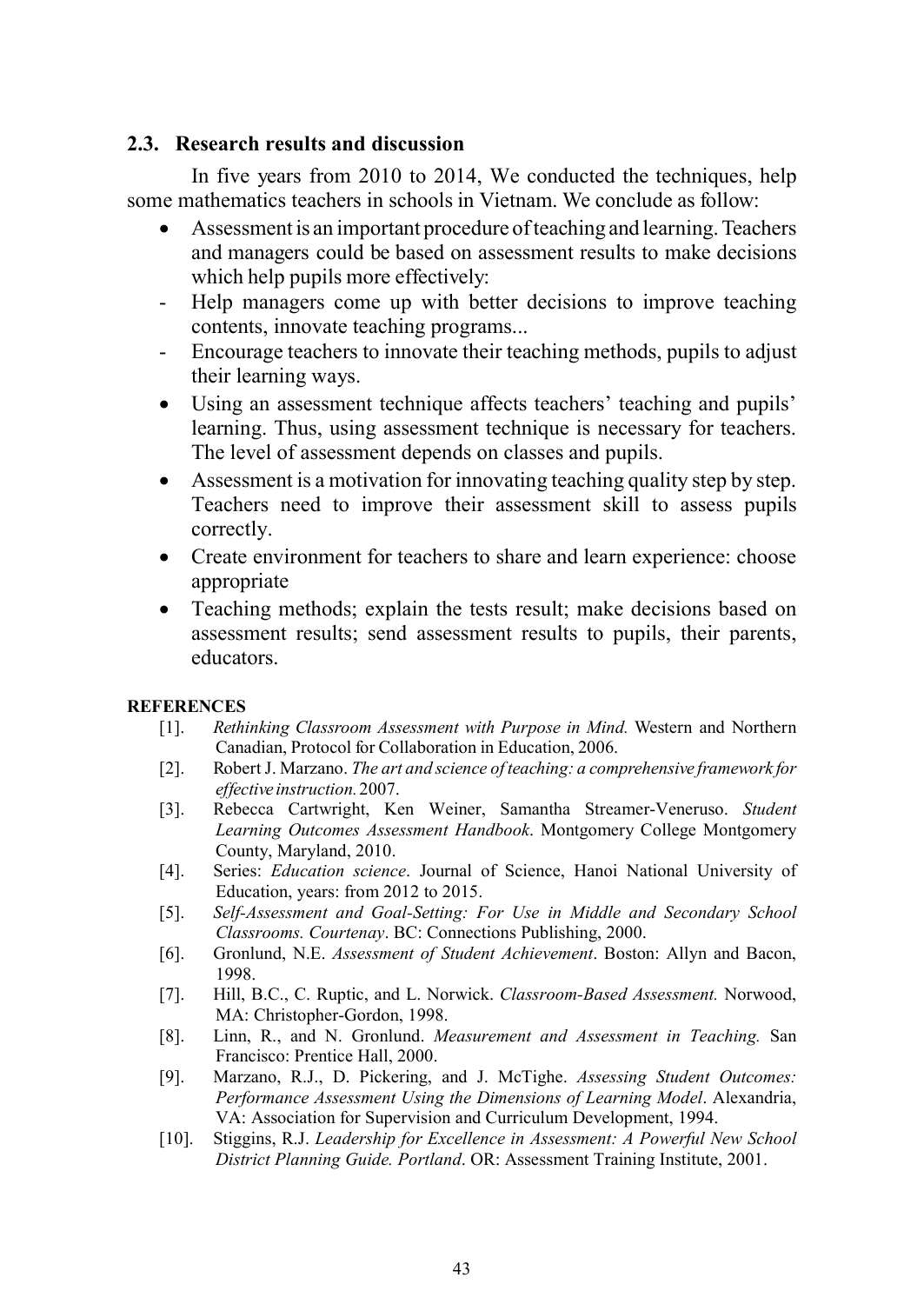## 2.3. Research results and discussion

In five years from 2010 to 2014, We conducted the techniques, help some mathematics teachers in schools in Vietnam. We conclude as follow:

- Assessment is an important procedure of teaching and learning. Teachers and managers could be based on assessment results to make decisions which help pupils more effectively:
  - Help managers come up with better decisions to improve teaching contents, innovate teaching programs...
  - Encourage teachers to innovate their teaching methods, pupils to adjust their learning ways.
- Using an assessment technique affects teachers' teaching and pupils' learning. Thus, using assessment technique is necessary for teachers. The level of assessment depends on classes and pupils.
- Assessment is a motivation for innovating teaching quality step by step. Teachers need to improve their assessment skill to assess pupils correctly.
- Create environment for teachers to share and learn experience: choose appropriate
- Teaching methods; explain the tests result; make decisions based on assessment results; send assessment results to pupils, their parents, educators.

**REFERENCES**

[1]. *Rethinking Classroom Assessment with Purpose in Mind.* Western and Northern Canadian, Protocol for Collaboration in Education, 2006.

[2]. Robert J. Marzano. *The art and science of teaching: a comprehensive framework for effective instruction.* 2007.

[3]. Rebecca Cartwright, Ken Weiner, Samantha Streamer-Veneruso. *Student Learning Outcomes Assessment Handbook*. Montgomery College Montgomery County, Maryland, 2010.

[4]. Series: *Education science*. Journal of Science, Hanoi National University of Education, years: from 2012 to 2015.

[5]. *Self-Assessment and Goal-Setting: For Use in Middle and Secondary School Classrooms. Courtenay*. BC: Connections Publishing, 2000.

[6]. Gronlund, N.E. *Assessment of Student Achievement*. Boston: Allyn and Bacon, 1998.

[7]. Hill, B.C., C. Ruptic, and L. Norwick. *Classroom-Based Assessment.* Norwood, MA: Christopher-Gordon, 1998.

[8]. Linn, R., and N. Gronlund. *Measurement and Assessment in Teaching.* San Francisco: Prentice Hall, 2000.

[9]. Marzano, R.J., D. Pickering, and J. McTighe. *Assessing Student Outcomes: Performance Assessment Using the Dimensions of Learning Model*. Alexandria, VA: Association for Supervision and Curriculum Development, 1994.

[10]. Stiggins, R.J. *Leadership for Excellence in Assessment: A Powerful New School District Planning Guide. Portland*. OR: Assessment Training Institute, 2001.